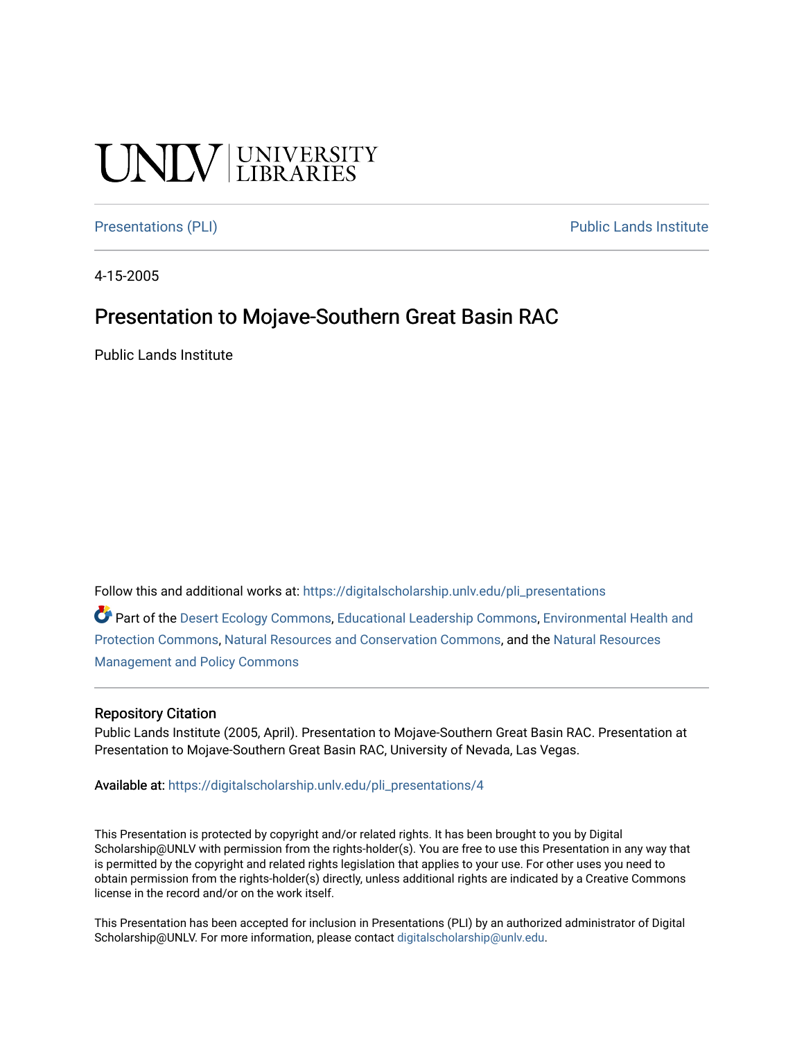UNLV | UNIVERSITY LIBRARIES

Presentations (PLI) — Public Lands Institute

4-15-2005

# Presentation to Mojave-Southern Great Basin RAC

Public Lands Institute

Follow this and additional works at: https://digitalscholarship.unlv.edu/pli_presentations

Part of the Desert Ecology Commons, Educational Leadership Commons, Environmental Health and Protection Commons, Natural Resources and Conservation Commons, and the Natural Resources Management and Policy Commons

## Repository Citation

Public Lands Institute (2005, April). Presentation to Mojave-Southern Great Basin RAC. Presentation at Presentation to Mojave-Southern Great Basin RAC, University of Nevada, Las Vegas.

Available at: https://digitalscholarship.unlv.edu/pli_presentations/4

This Presentation is protected by copyright and/or related rights. It has been brought to you by Digital Scholarship@UNLV with permission from the rights-holder(s). You are free to use this Presentation in any way that is permitted by the copyright and related rights legislation that applies to your use. For other uses you need to obtain permission from the rights-holder(s) directly, unless additional rights are indicated by a Creative Commons license in the record and/or on the work itself.

This Presentation has been accepted for inclusion in Presentations (PLI) by an authorized administrator of Digital Scholarship@UNLV. For more information, please contact digitalscholarship@unlv.edu.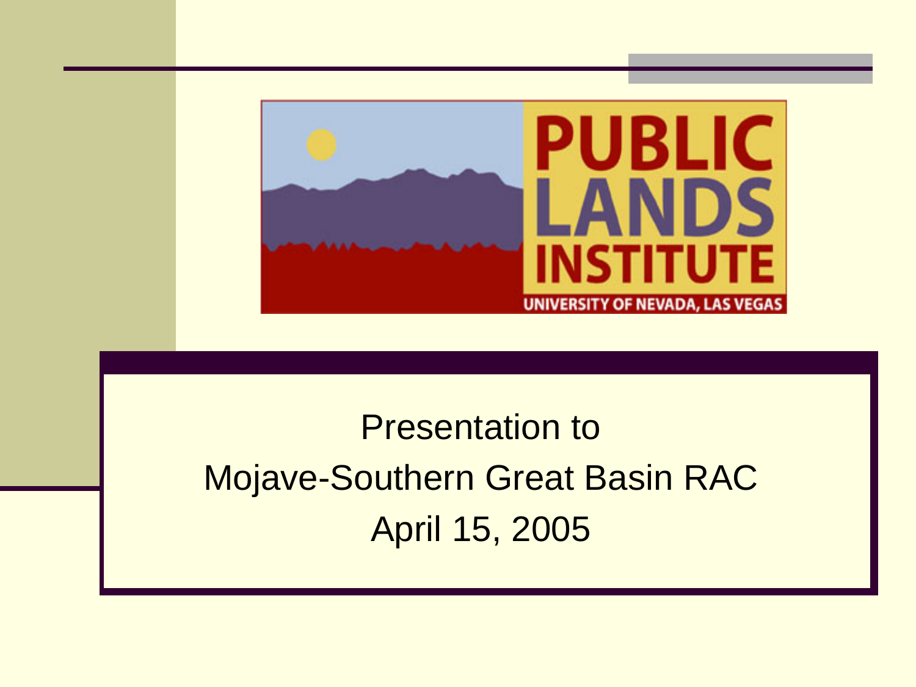# PUBLIC LANDS INSTITUTE

UNIVERSITY OF NEVADA, LAS VEGAS

Presentation to

Mojave-Southern Great Basin RAC

April 15, 2005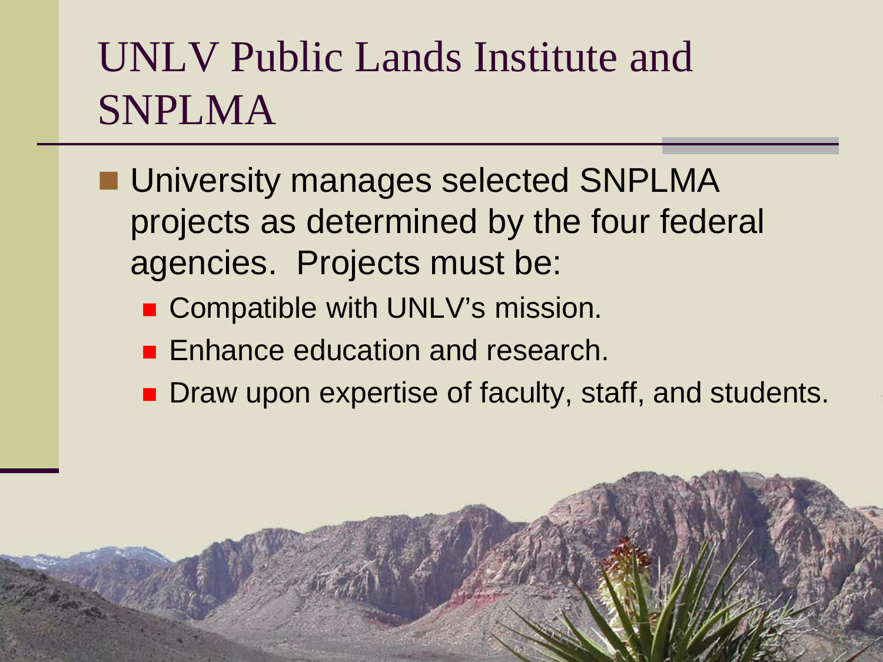# UNLV Public Lands Institute and SNPLMA

- University manages selected SNPLMA projects as determined by the four federal agencies. Projects must be:
  - Compatible with UNLV's mission.
  - Enhance education and research.
  - Draw upon expertise of faculty, staff, and students.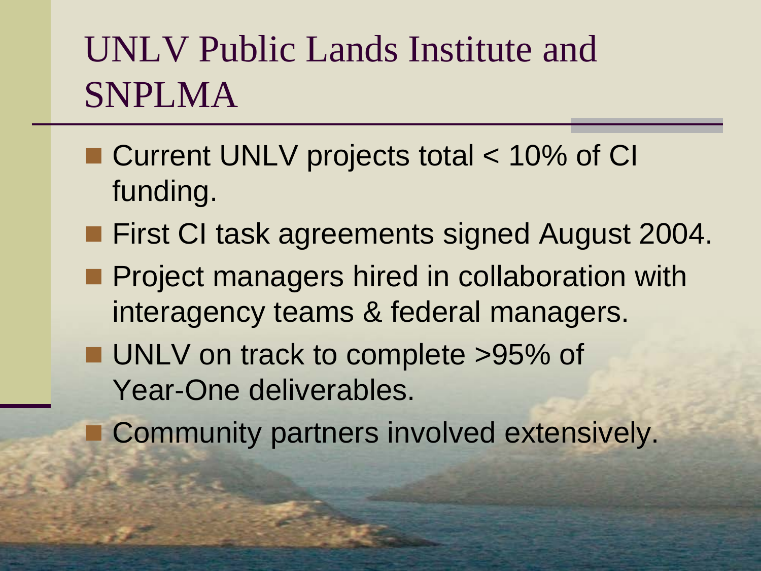# UNLV Public Lands Institute and SNPLMA

- Current UNLV projects total < 10% of CI funding.
- First CI task agreements signed August 2004.
- Project managers hired in collaboration with interagency teams & federal managers.
- UNLV on track to complete >95% of Year-One deliverables.
- Community partners involved extensively.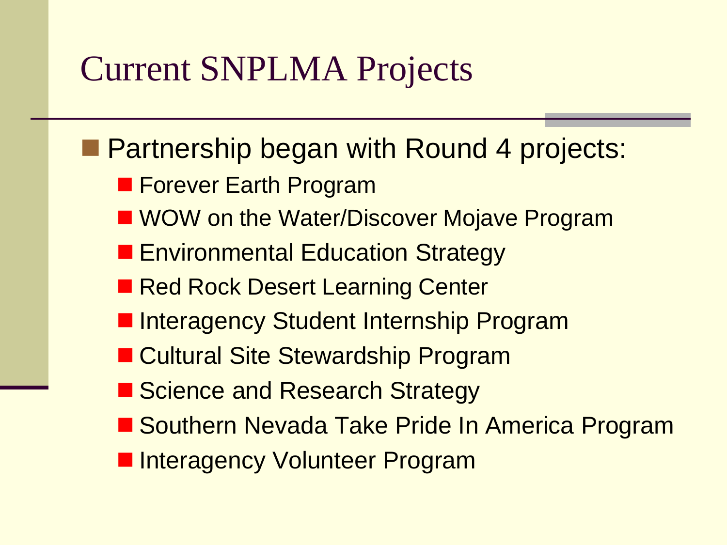# Current SNPLMA Projects

- Partnership began with Round 4 projects:
  - Forever Earth Program
  - WOW on the Water/Discover Mojave Program
  - Environmental Education Strategy
  - Red Rock Desert Learning Center
  - Interagency Student Internship Program
  - Cultural Site Stewardship Program
  - Science and Research Strategy
  - Southern Nevada Take Pride In America Program
  - Interagency Volunteer Program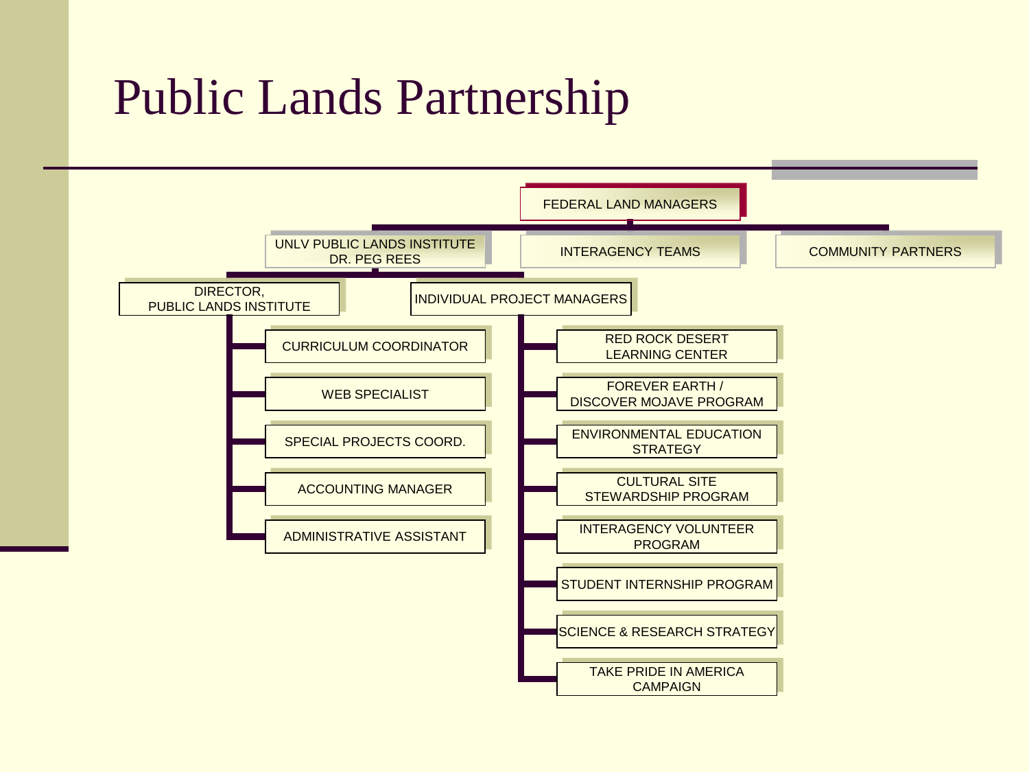# Public Lands Partnership

- FEDERAL LAND MANAGERS
  - UNLV PUBLIC LANDS INSTITUTE DR. PEG REES
    - DIRECTOR, PUBLIC LANDS INSTITUTE
      - CURRICULUM COORDINATOR
      - WEB SPECIALIST
      - SPECIAL PROJECTS COORD.
      - ACCOUNTING MANAGER
      - ADMINISTRATIVE ASSISTANT
    - INDIVIDUAL PROJECT MANAGERS
      - RED ROCK DESERT LEARNING CENTER
      - FOREVER EARTH / DISCOVER MOJAVE PROGRAM
      - ENVIRONMENTAL EDUCATION STRATEGY
      - CULTURAL SITE STEWARDSHIP PROGRAM
      - INTERAGENCY VOLUNTEER PROGRAM
      - STUDENT INTERNSHIP PROGRAM
      - SCIENCE & RESEARCH STRATEGY
      - TAKE PRIDE IN AMERICA CAMPAIGN
  - INTERAGENCY TEAMS
  - COMMUNITY PARTNERS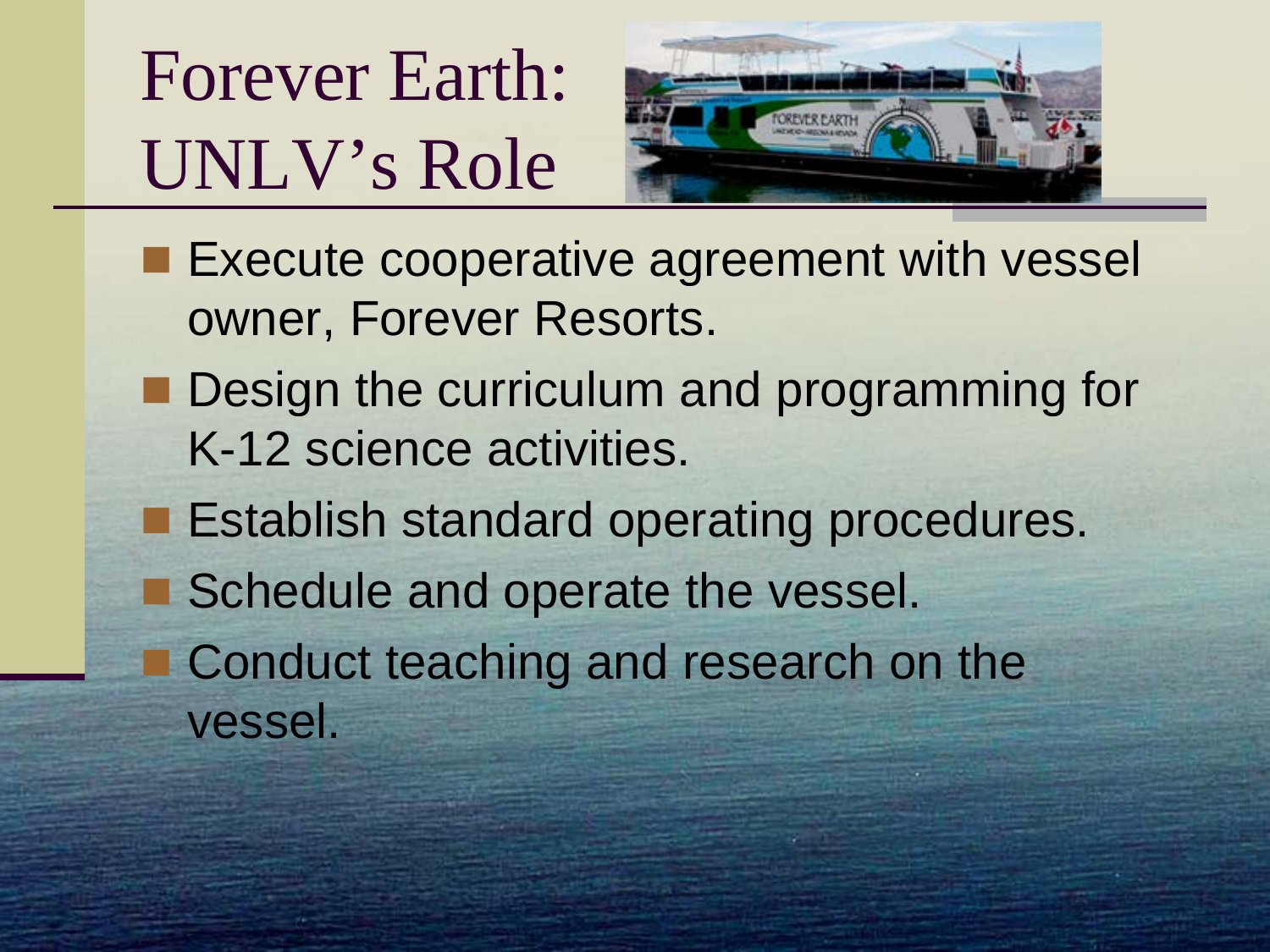# Forever Earth: UNLV's Role

- Execute cooperative agreement with vessel owner, Forever Resorts.
- Design the curriculum and programming for K-12 science activities.
- Establish standard operating procedures.
- Schedule and operate the vessel.
- Conduct teaching and research on the vessel.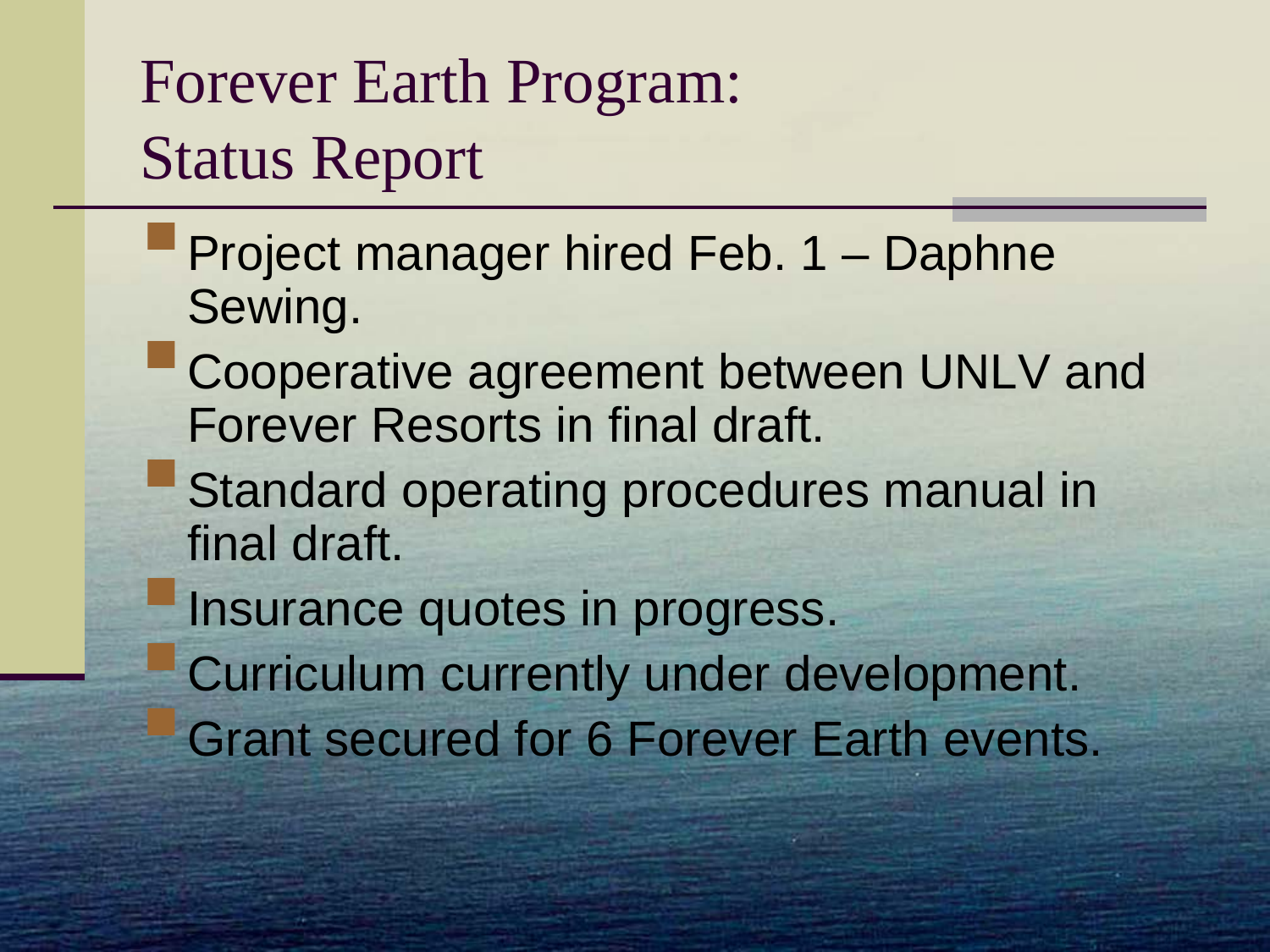# Forever Earth Program: Status Report

- Project manager hired Feb. 1 – Daphne Sewing.
- Cooperative agreement between UNLV and Forever Resorts in final draft.
- Standard operating procedures manual in final draft.
- Insurance quotes in progress.
- Curriculum currently under development.
- Grant secured for 6 Forever Earth events.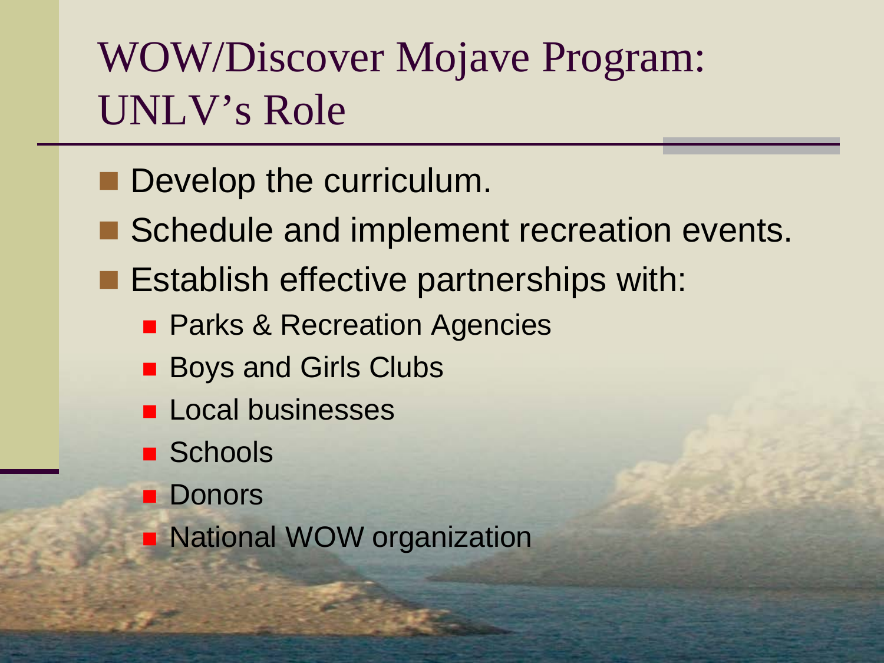# WOW/Discover Mojave Program: UNLV's Role

- Develop the curriculum.
- Schedule and implement recreation events.
- Establish effective partnerships with:
  - Parks & Recreation Agencies
  - Boys and Girls Clubs
  - Local businesses
  - Schools
  - Donors
  - National WOW organization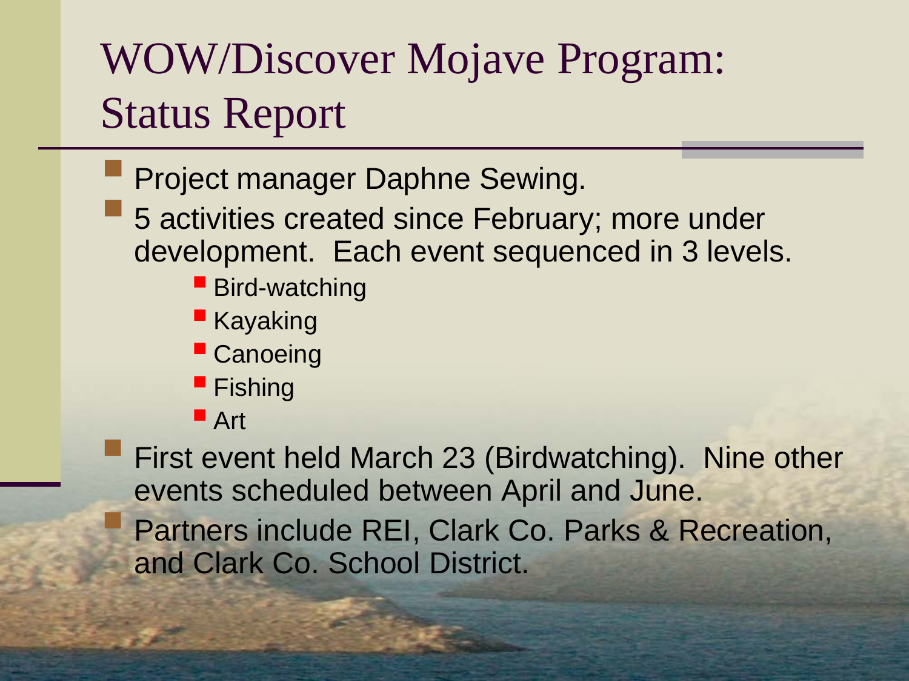# WOW/Discover Mojave Program: Status Report

- Project manager Daphne Sewing.
- 5 activities created since February; more under development. Each event sequenced in 3 levels.
  - Bird-watching
  - Kayaking
  - Canoeing
  - Fishing
  - Art
- First event held March 23 (Birdwatching). Nine other events scheduled between April and June.
- Partners include REI, Clark Co. Parks & Recreation, and Clark Co. School District.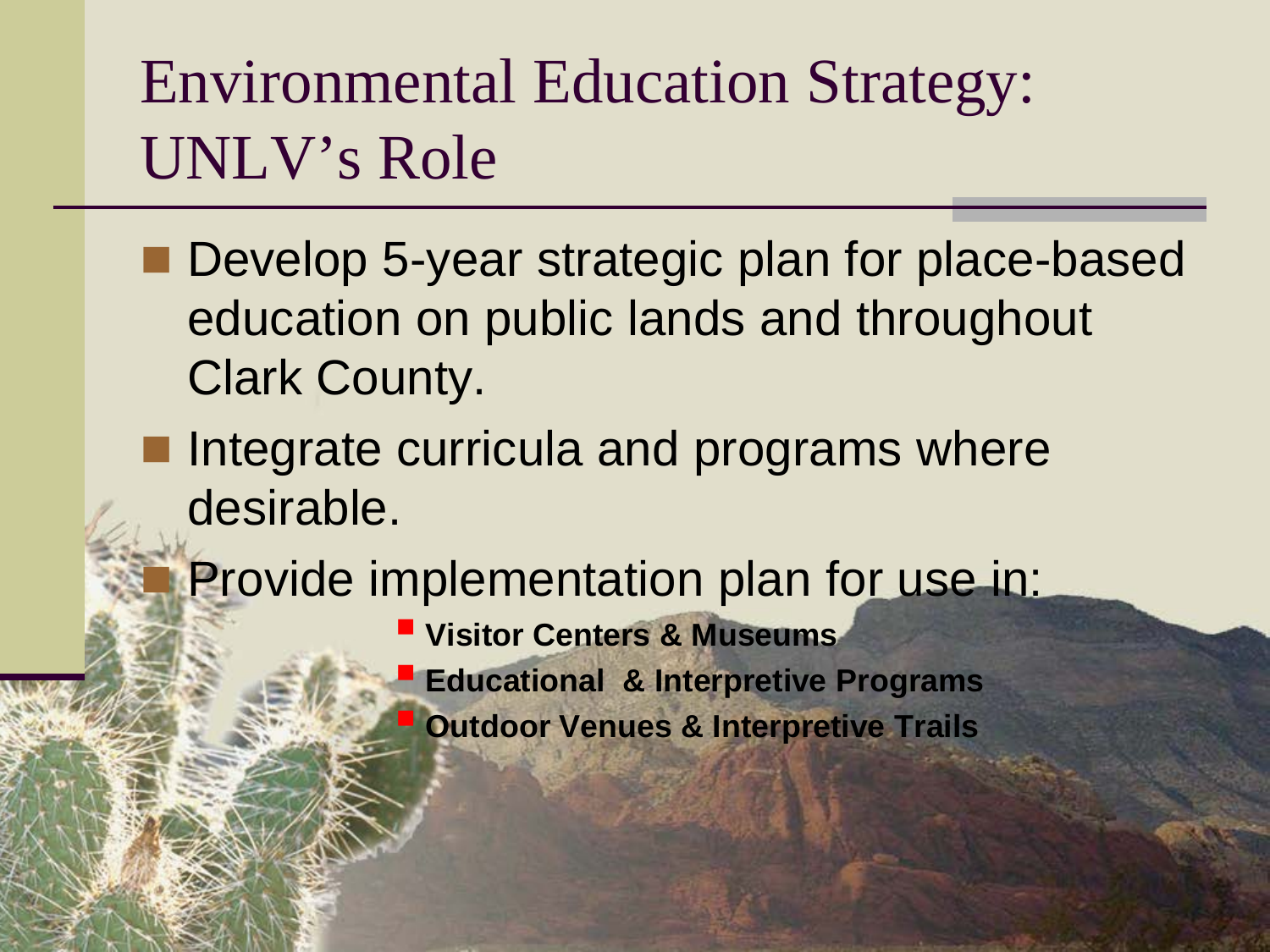# Environmental Education Strategy: UNLV's Role

- Develop 5-year strategic plan for place-based education on public lands and throughout Clark County.
- Integrate curricula and programs where desirable.
- Provide implementation plan for use in:
  - **Visitor Centers & Museums**
  - **Educational & Interpretive Programs**
  - **Outdoor Venues & Interpretive Trails**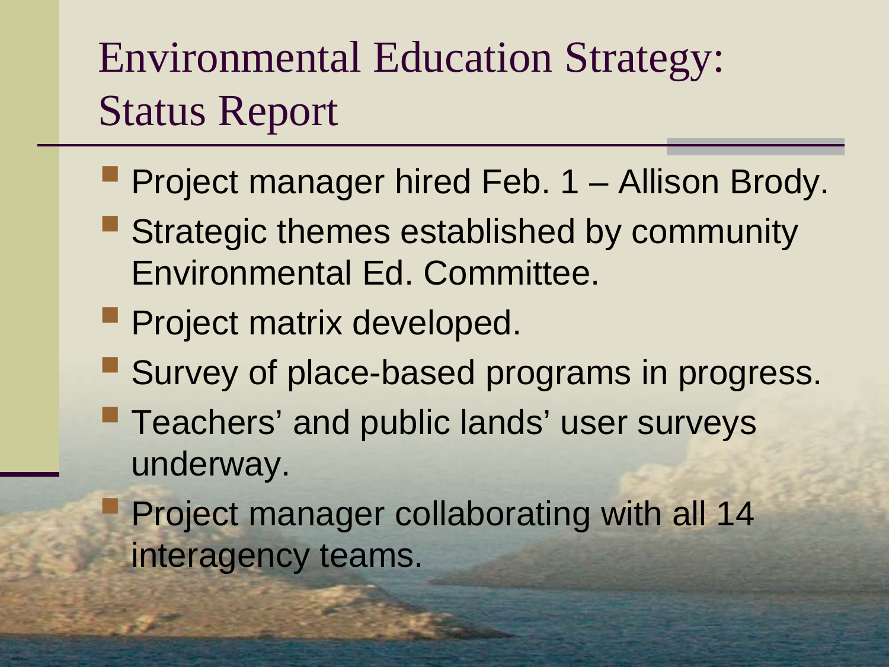# Environmental Education Strategy: Status Report

- Project manager hired Feb. 1 – Allison Brody.
- Strategic themes established by community Environmental Ed. Committee.
- Project matrix developed.
- Survey of place-based programs in progress.
- Teachers' and public lands' user surveys underway.
- Project manager collaborating with all 14 interagency teams.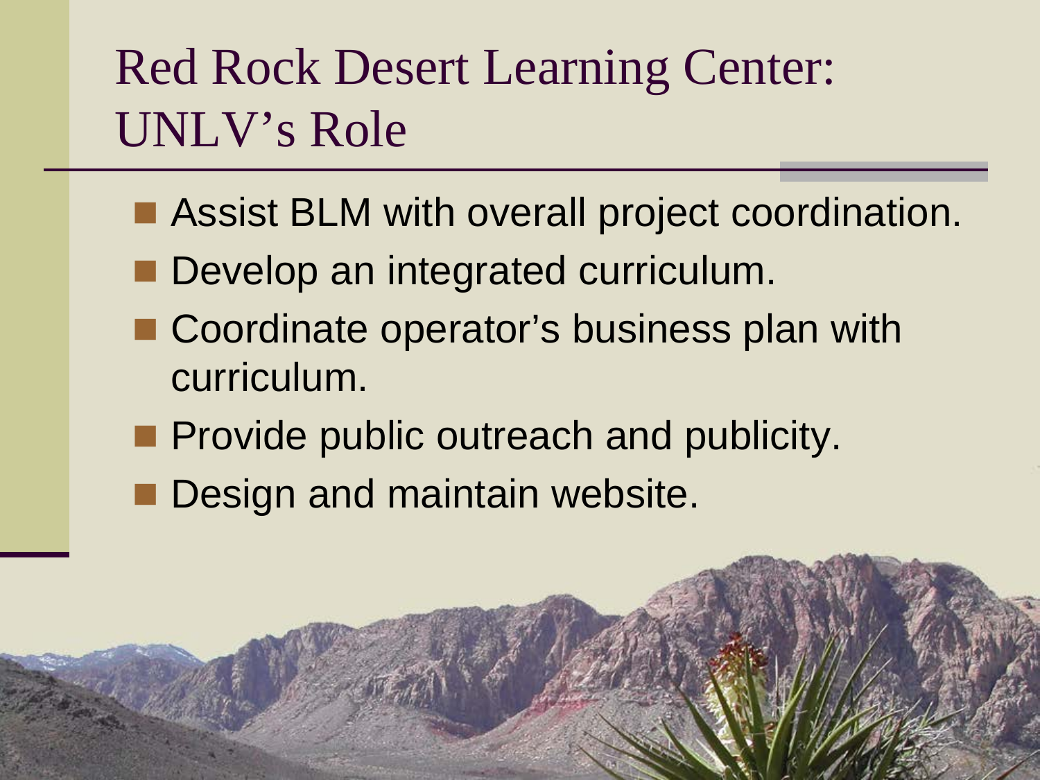# Red Rock Desert Learning Center: UNLV's Role

- Assist BLM with overall project coordination.
- Develop an integrated curriculum.
- Coordinate operator's business plan with curriculum.
- Provide public outreach and publicity.
- Design and maintain website.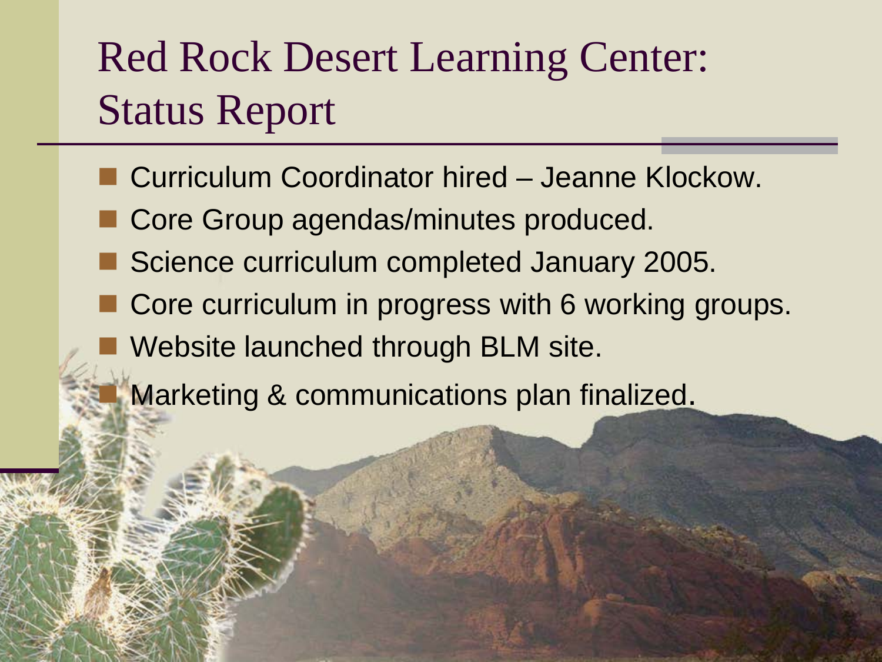# Red Rock Desert Learning Center: Status Report

- Curriculum Coordinator hired – Jeanne Klockow.
- Core Group agendas/minutes produced.
- Science curriculum completed January 2005.
- Core curriculum in progress with 6 working groups.
- Website launched through BLM site.
- Marketing & communications plan finalized.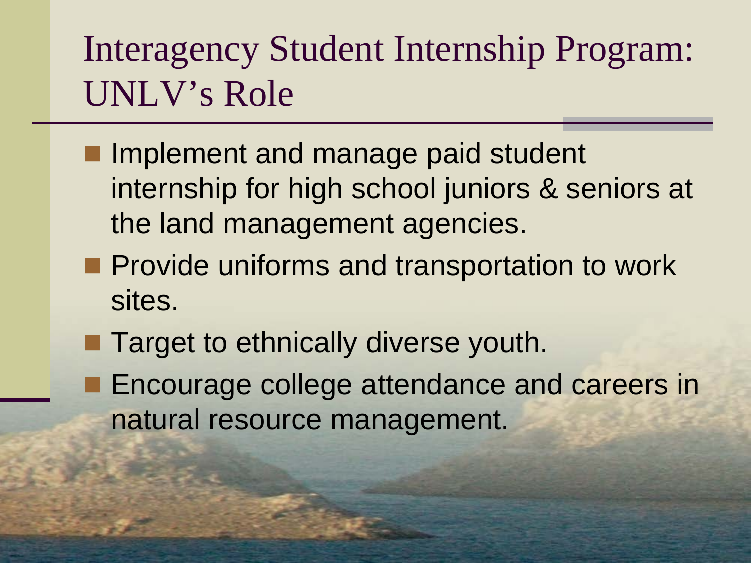# Interagency Student Internship Program: UNLV's Role

- Implement and manage paid student internship for high school juniors & seniors at the land management agencies.
- Provide uniforms and transportation to work sites.
- Target to ethnically diverse youth.
- Encourage college attendance and careers in natural resource management.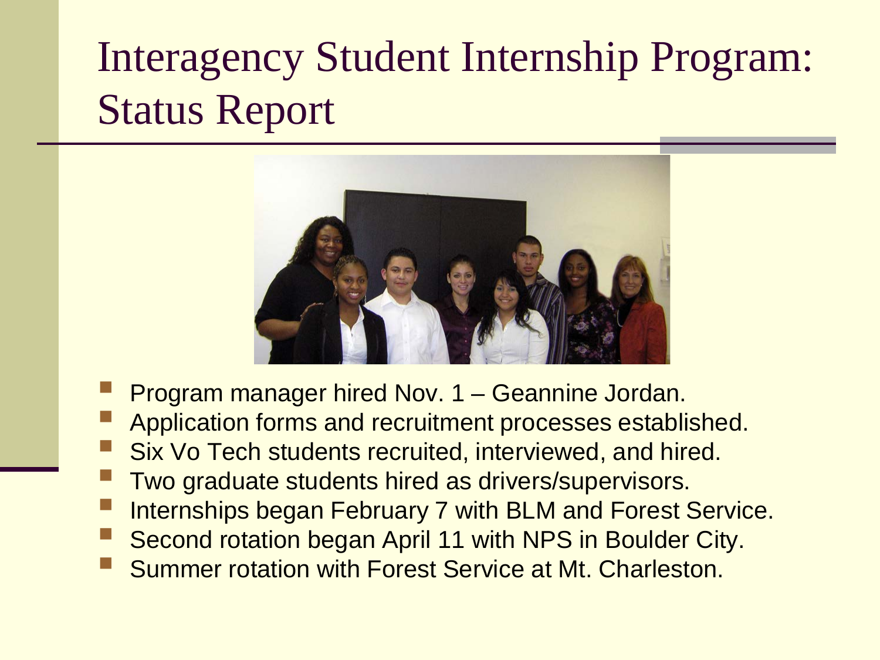# Interagency Student Internship Program: Status Report

- Program manager hired Nov. 1 – Geannine Jordan.
- Application forms and recruitment processes established.
- Six Vo Tech students recruited, interviewed, and hired.
- Two graduate students hired as drivers/supervisors.
- Internships began February 7 with BLM and Forest Service.
- Second rotation began April 11 with NPS in Boulder City.
- Summer rotation with Forest Service at Mt. Charleston.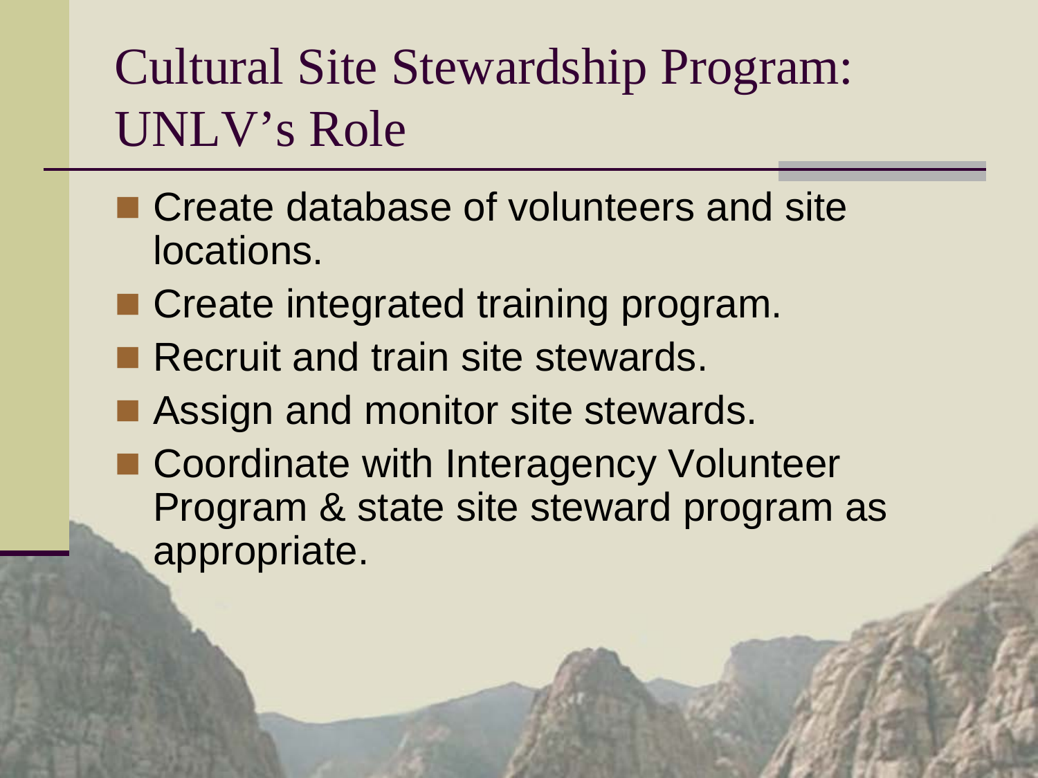# Cultural Site Stewardship Program: UNLV's Role

- Create database of volunteers and site locations.
- Create integrated training program.
- Recruit and train site stewards.
- Assign and monitor site stewards.
- Coordinate with Interagency Volunteer Program & state site steward program as appropriate.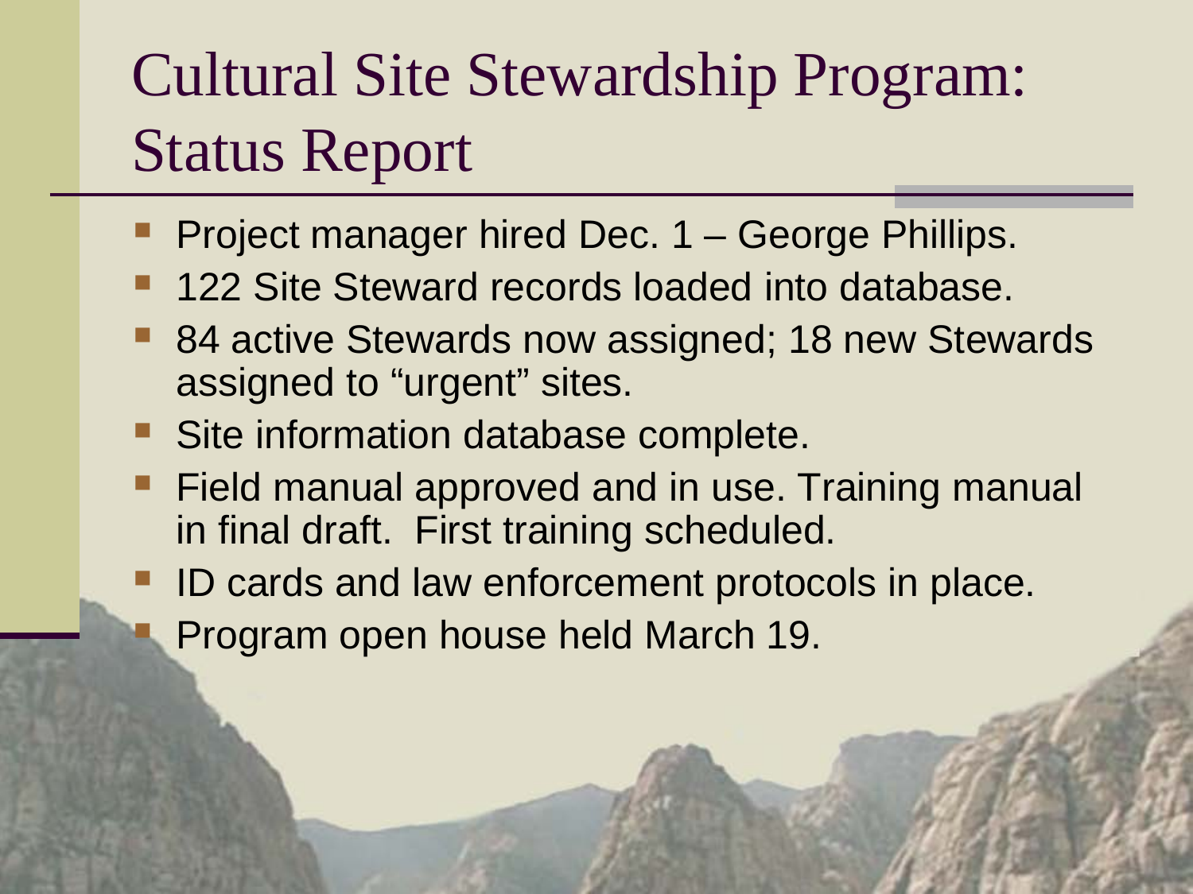# Cultural Site Stewardship Program: Status Report

- Project manager hired Dec. 1 – George Phillips.
- 122 Site Steward records loaded into database.
- 84 active Stewards now assigned; 18 new Stewards assigned to "urgent" sites.
- Site information database complete.
- Field manual approved and in use. Training manual in final draft. First training scheduled.
- ID cards and law enforcement protocols in place.
- Program open house held March 19.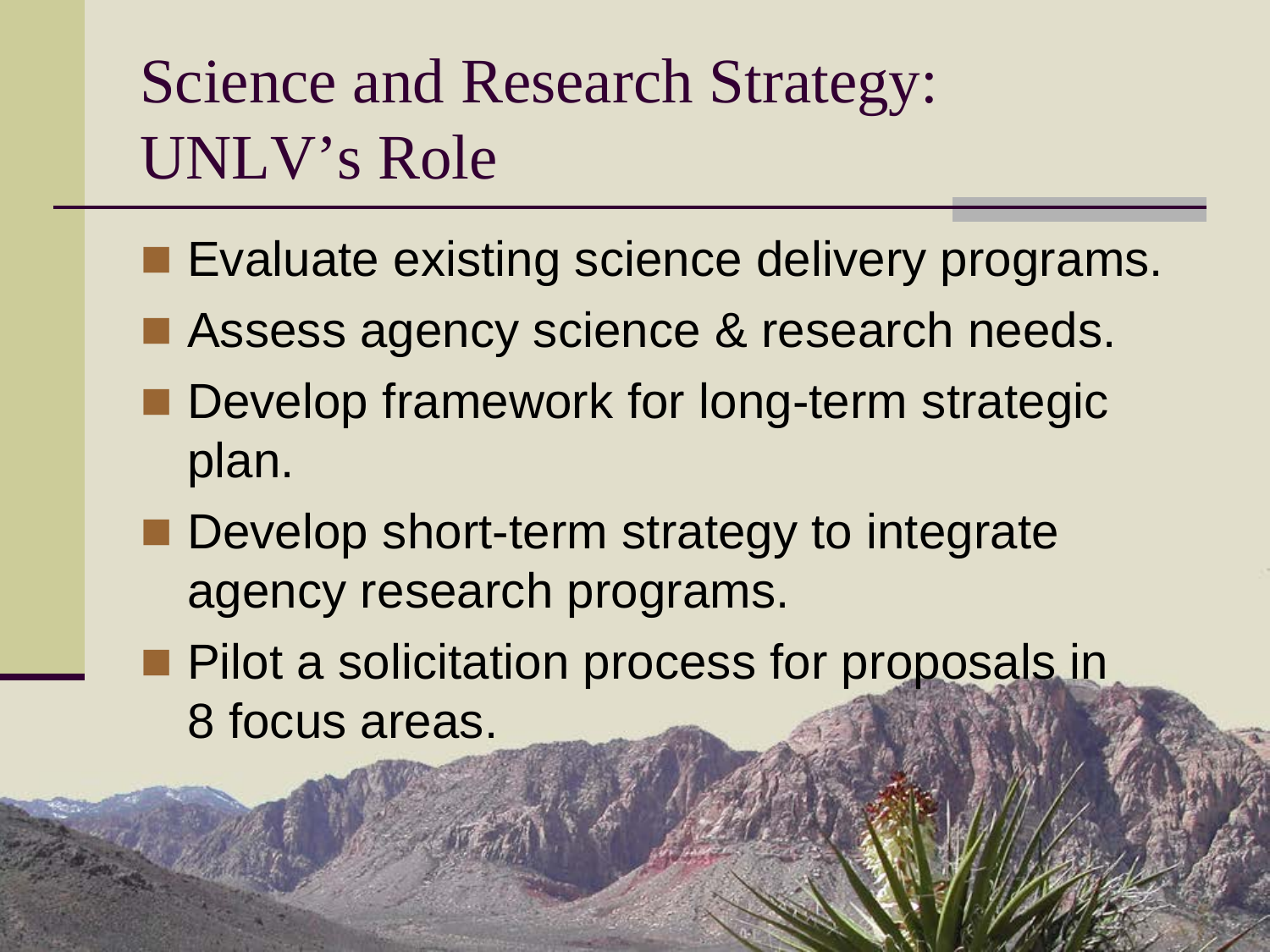# Science and Research Strategy: UNLV's Role

- Evaluate existing science delivery programs.
- Assess agency science & research needs.
- Develop framework for long-term strategic plan.
- Develop short-term strategy to integrate agency research programs.
- Pilot a solicitation process for proposals in 8 focus areas.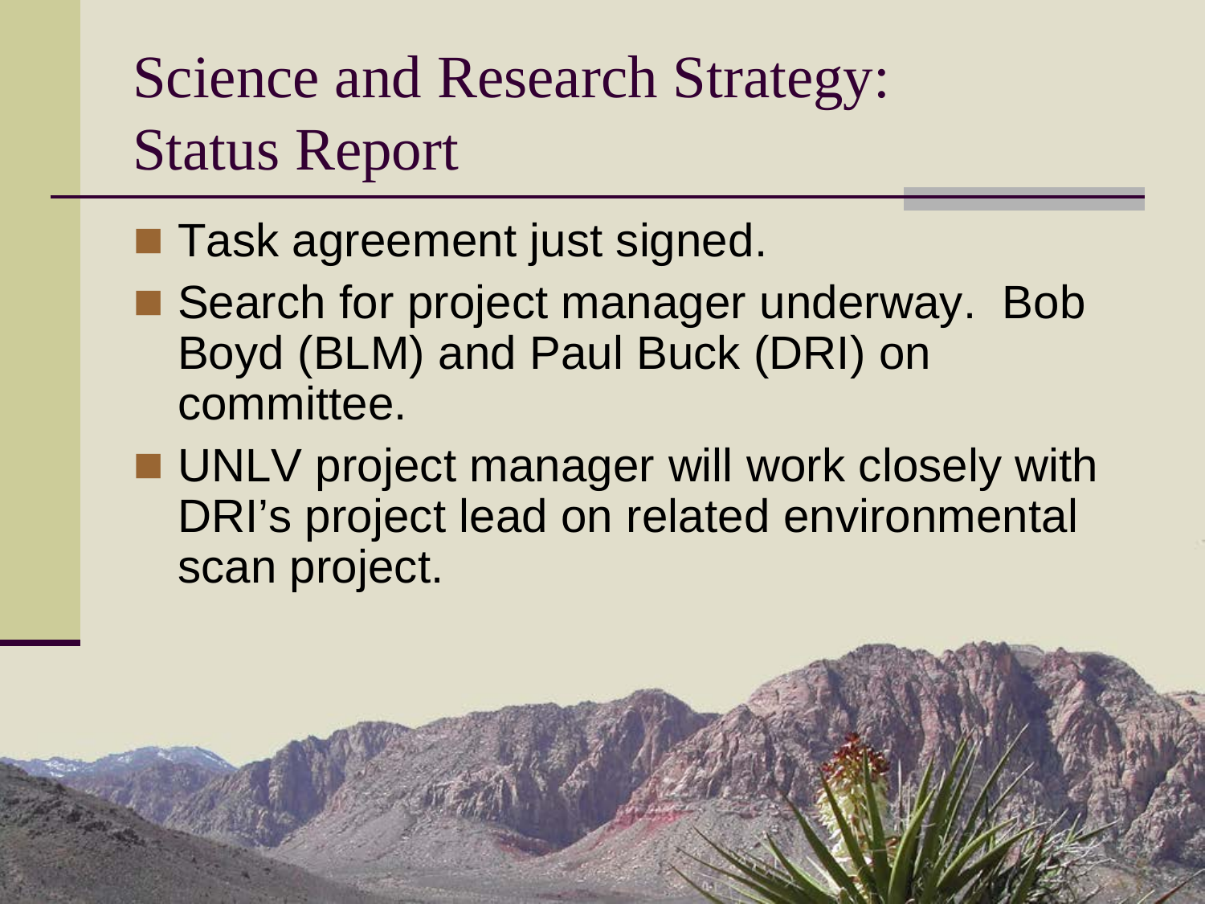# Science and Research Strategy: Status Report

- Task agreement just signed.
- Search for project manager underway. Bob Boyd (BLM) and Paul Buck (DRI) on committee.
- UNLV project manager will work closely with DRI's project lead on related environmental scan project.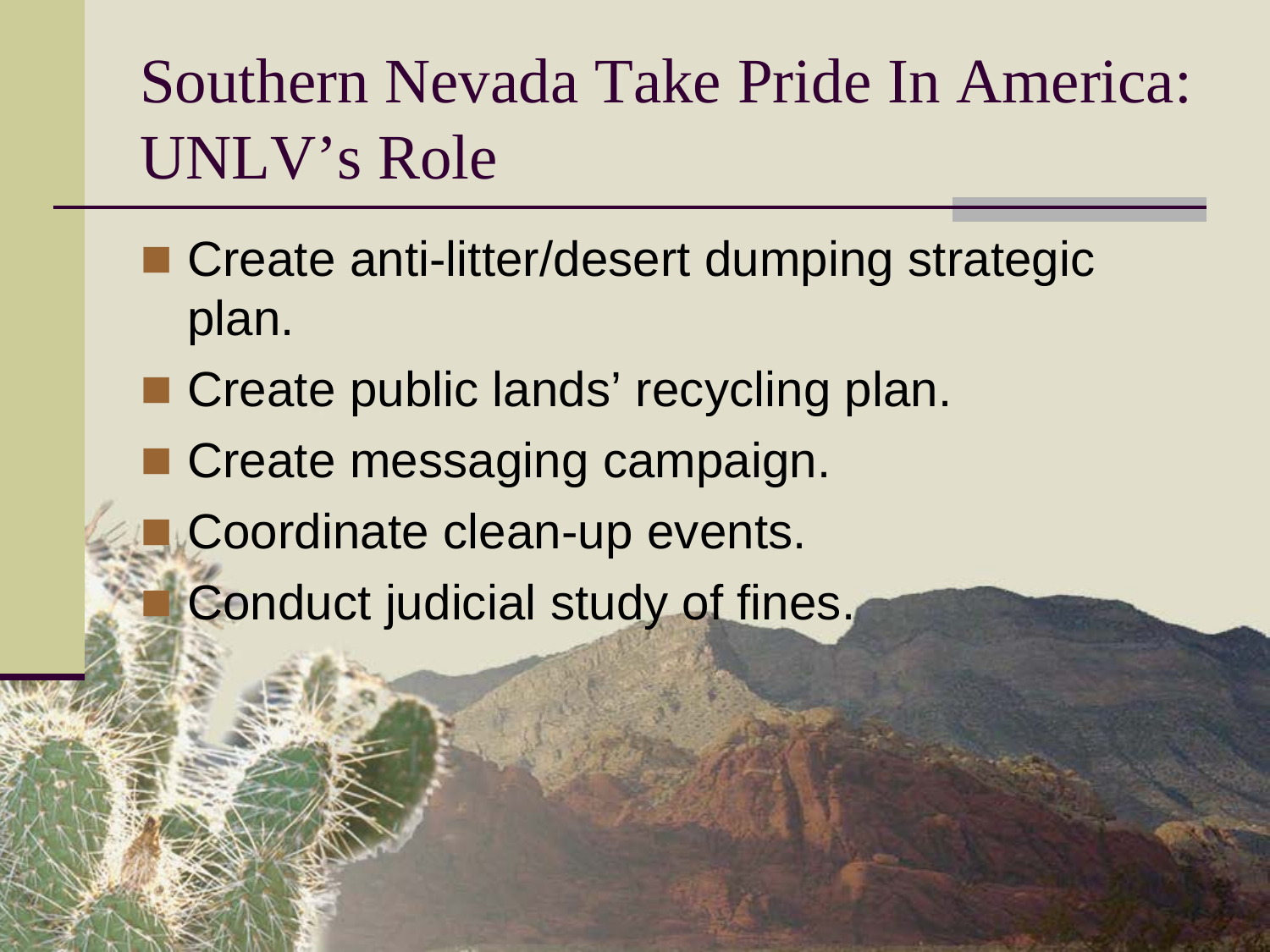# Southern Nevada Take Pride In America: UNLV's Role

- Create anti-litter/desert dumping strategic plan.
- Create public lands' recycling plan.
- Create messaging campaign.
- Coordinate clean-up events.
- Conduct judicial study of fines.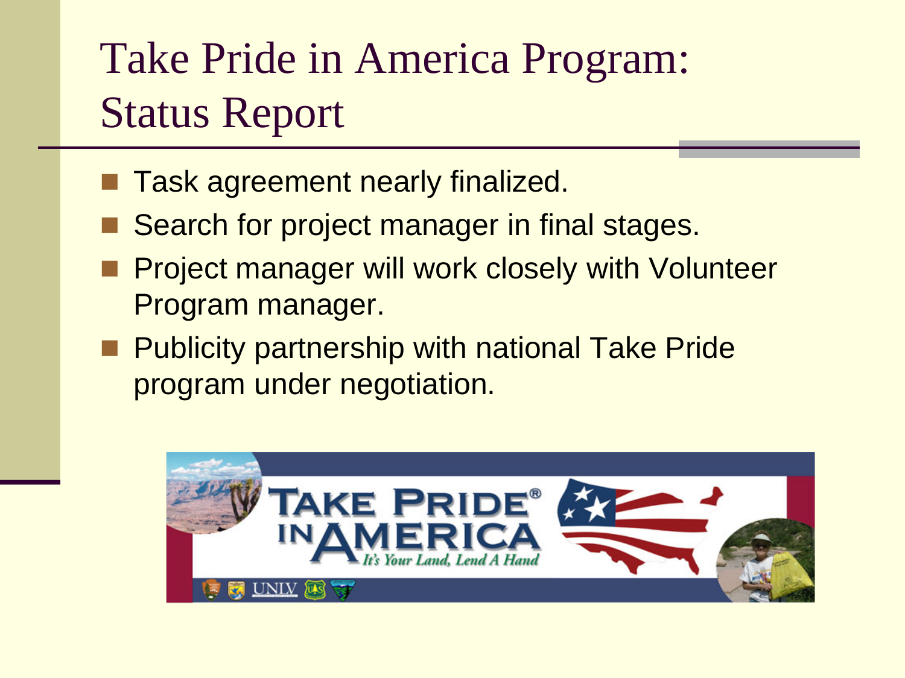# Take Pride in America Program: Status Report

- Task agreement nearly finalized.
- Search for project manager in final stages.
- Project manager will work closely with Volunteer Program manager.
- Publicity partnership with national Take Pride program under negotiation.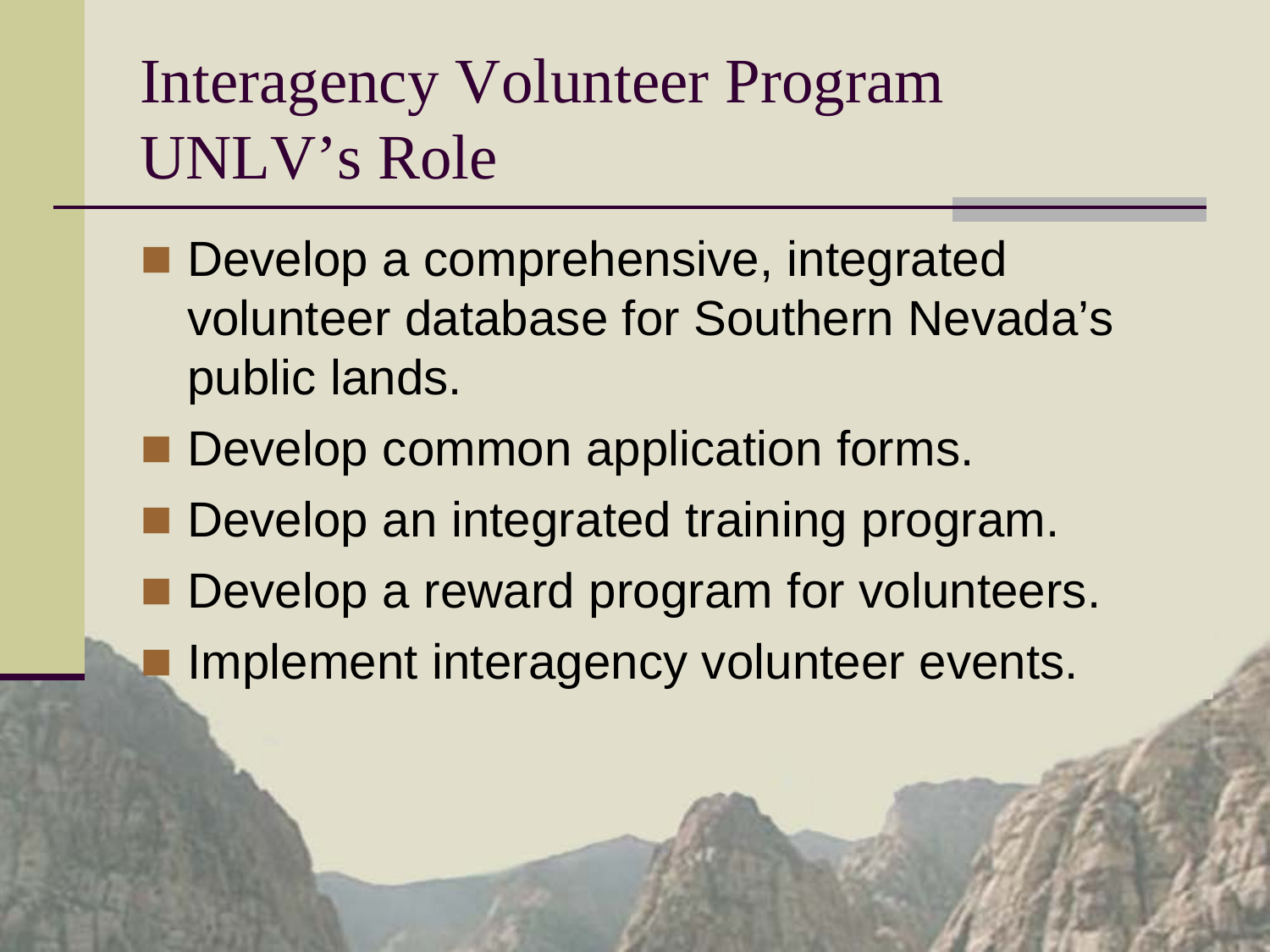# Interagency Volunteer Program UNLV's Role

- Develop a comprehensive, integrated volunteer database for Southern Nevada's public lands.
- Develop common application forms.
- Develop an integrated training program.
- Develop a reward program for volunteers.
- Implement interagency volunteer events.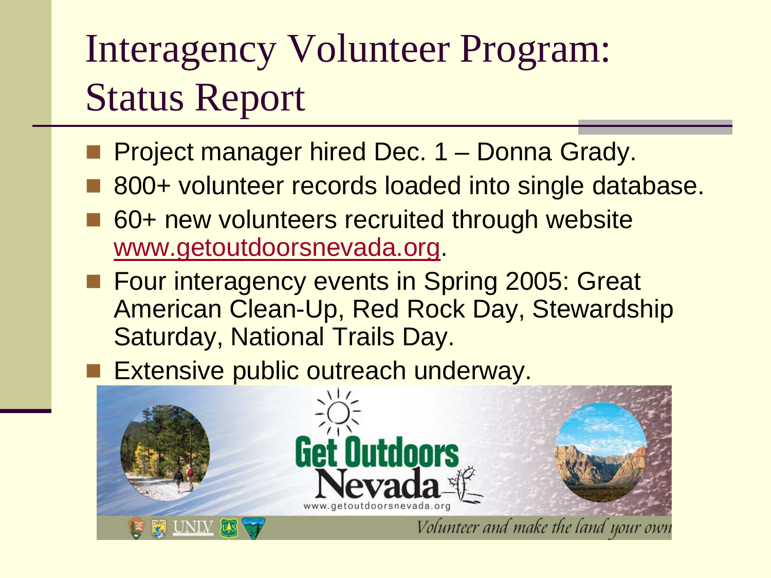# Interagency Volunteer Program: Status Report

- Project manager hired Dec. 1 – Donna Grady.
- 800+ volunteer records loaded into single database.
- 60+ new volunteers recruited through website www.getoutdoorsnevada.org.
- Four interagency events in Spring 2005: Great American Clean-Up, Red Rock Day, Stewardship Saturday, National Trails Day.
- Extensive public outreach underway.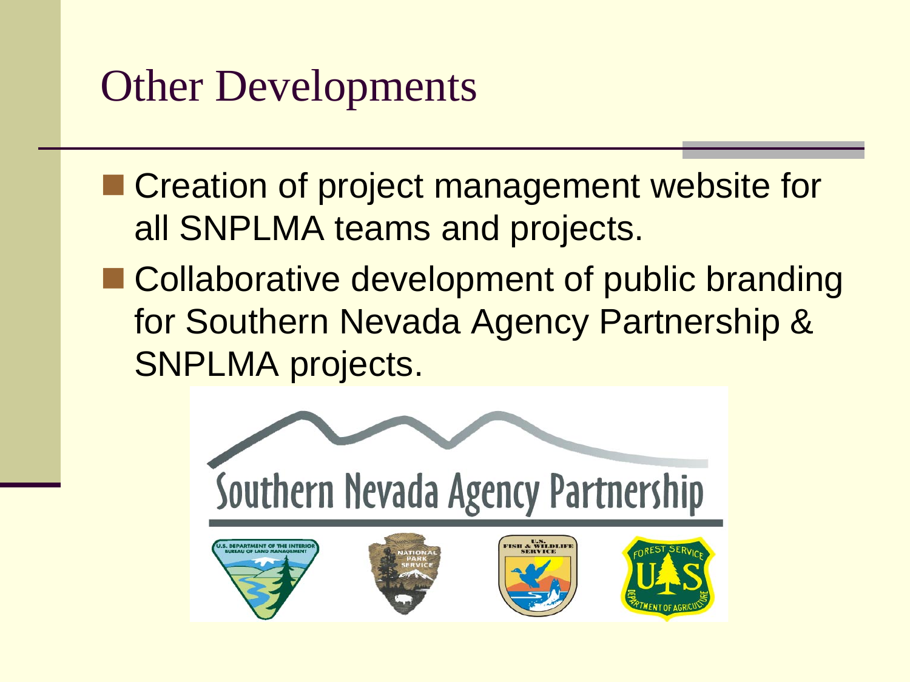# Other Developments

- Creation of project management website for all SNPLMA teams and projects.
- Collaborative development of public branding for Southern Nevada Agency Partnership & SNPLMA projects.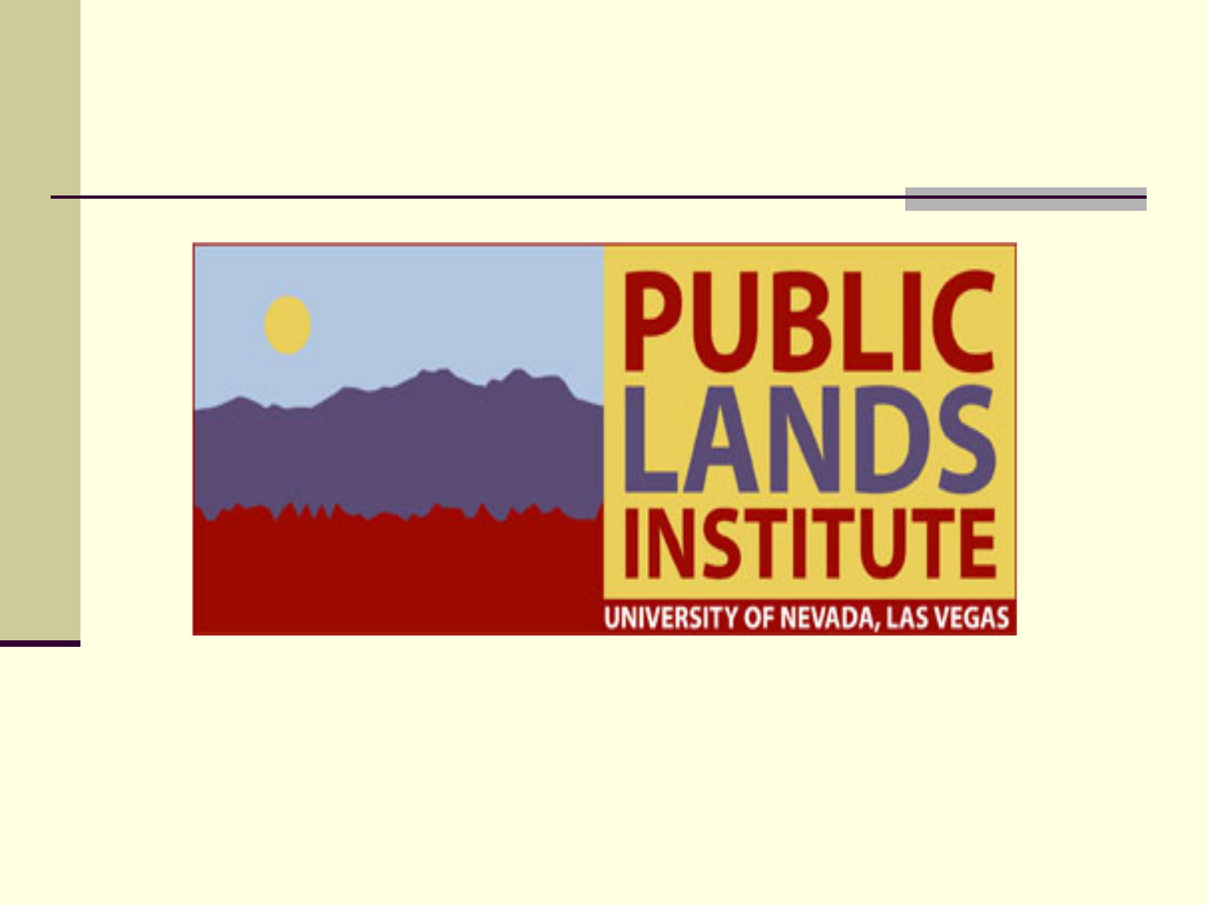PUBLIC LANDS INSTITUTE

UNIVERSITY OF NEVADA, LAS VEGAS